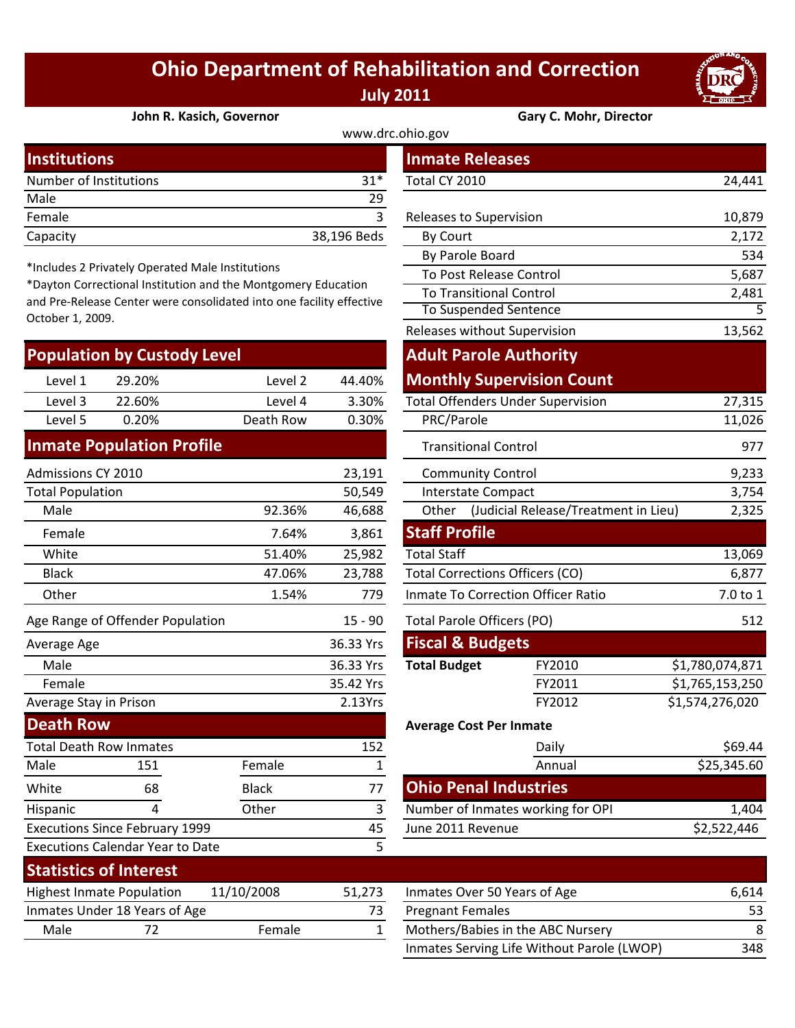# Ohio Department of Rehabilitation and Correction

**July 2011**

**John R. Kasich, Governor** **Gary C. Mohr, Director**

www.drc.ohio.gov

## Institutions

| | |
|---|---|
| Number of Institutions | 31* |
| Male | 29 |
| Female | 3 |
| Capacity | 38,196 Beds |

*Includes 2 Privately Operated Male Institutions

*Dayton Correctional Institution and the Montgomery Education and Pre-Release Center were consolidated into one facility effective October 1, 2009.

## Population by Custody Level

| | | | |
|---|---|---|---|
| Level 1 | 29.20% | Level 2 | 44.40% |
| Level 3 | 22.60% | Level 4 | 3.30% |
| Level 5 | 0.20% | Death Row | 0.30% |

## Inmate Population Profile

| | | |
|---|---|---|
| Admissions CY 2010 | | 23,191 |
| Total Population | | 50,549 |
| Male | 92.36% | 46,688 |
| Female | 7.64% | 3,861 |
| White | 51.40% | 25,982 |
| Black | 47.06% | 23,788 |
| Other | 1.54% | 779 |
| Age Range of Offender Population | | 15 - 90 |
| Average Age | | 36.33 Yrs |
| Male | | 36.33 Yrs |
| Female | | 35.42 Yrs |
| Average Stay in Prison | | 2.13Yrs |

## Death Row

| | | | |
|---|---|---|---|
| Total Death Row Inmates | | | 152 |
| Male | 151 | Female | 1 |
| White | 68 | Black | 77 |
| Hispanic | 4 | Other | 3 |
| Executions Since February 1999 | | | 45 |
| Executions Calendar Year to Date | | | 5 |

## Inmate Releases

| | |
|---|---|
| Total CY 2010 | 24,441 |
| Releases to Supervision | 10,879 |
| By Court | 2,172 |
| By Parole Board | 534 |
| To Post Release Control | 5,687 |
| To Transitional Control | 2,481 |
| To Suspended Sentence | 5 |
| Releases without Supervision | 13,562 |

## Adult Parole Authority

## Monthly Supervision Count

| | |
|---|---|
| Total Offenders Under Supervision | 27,315 |
| PRC/Parole | 11,026 |
| Transitional Control | 977 |
| Community Control | 9,233 |
| Interstate Compact | 3,754 |
| Other (Judicial Release/Treatment in Lieu) | 2,325 |

## Staff Profile

| | |
|---|---|
| Total Staff | 13,069 |
| Total Corrections Officers (CO) | 6,877 |
| Inmate To Correction Officer Ratio | 7.0 to 1 |
| Total Parole Officers (PO) | 512 |

## Fiscal & Budgets

| | | |
|---|---|---|
| **Total Budget** | FY2010 | $1,780,074,871 |
| | FY2011 | $1,765,153,250 |
| | FY2012 | $1,574,276,020 |

**Average Cost Per Inmate**

| | |
|---|---|
| Daily | $69.44 |
| Annual | $25,345.60 |

## Ohio Penal Industries

| | |
|---|---|
| Number of Inmates working for OPI | 1,404 |
| June 2011 Revenue | $2,522,446 |

## Statistics of Interest

| | | | |
|---|---|---|---|
| Highest Inmate Population | 11/10/2008 | | 51,273 |
| Inmates Under 18 Years of Age | | | 73 |
| Male | 72 | Female | 1 |

| | |
|---|---|
| Inmates Over 50 Years of Age | 6,614 |
| Pregnant Females | 53 |
| Mothers/Babies in the ABC Nursery | 8 |
| Inmates Serving Life Without Parole (LWOP) | 348 |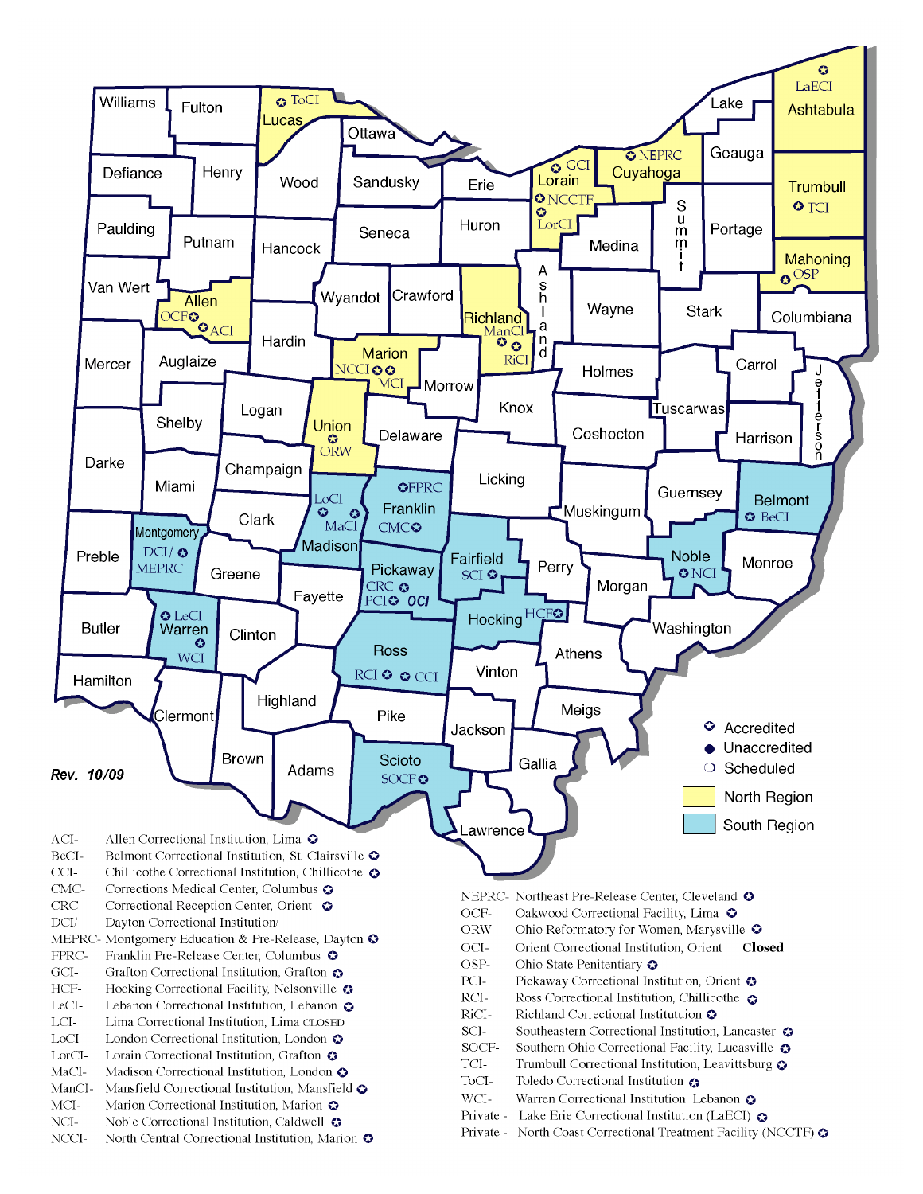Rev. 10/09

- ✪ Accredited
- ● Unaccredited
- ❍ Scheduled
- North Region
- South Region

ACI- Allen Correctional Institution, Lima ✪
BeCI- Belmont Correctional Institution, St. Clairsville ✪
CCI- Chillicothe Correctional Institution, Chillicothe ✪
CMC- Corrections Medical Center, Columbus ✪
CRC- Correctional Reception Center, Orient ✪
DCI/ Dayton Correctional Institution/
MEPRC- Montgomery Education & Pre-Release, Dayton ✪
FPRC- Franklin Pre-Release Center, Columbus ✪
GCI- Grafton Correctional Institution, Grafton ✪
HCF- Hocking Correctional Facility, Nelsonville ✪
LeCI- Lebanon Correctional Institution, Lebanon ✪
LCI- Lima Correctional Institution, Lima CLOSED
LoCI- London Correctional Institution, London ✪
LorCI- Lorain Correctional Institution, Grafton ✪
MaCI- Madison Correctional Institution, London ✪
ManCI- Mansfield Correctional Institution, Mansfield ✪
MCI- Marion Correctional Institution, Marion ✪
NCI- Noble Correctional Institution, Caldwell ✪
NCCI- North Central Correctional Institution, Marion ✪

NEPRC- Northeast Pre-Release Center, Cleveland ✪
OCF- Oakwood Correctional Facility, Lima ✪
ORW- Ohio Reformatory for Women, Marysville ✪
OCI- Orient Correctional Institution, Orient **Closed**
OSP- Ohio State Penitentiary ✪
PCI- Pickaway Correctional Institution, Orient ✪
RCI- Ross Correctional Institution, Chillicothe ✪
RiCI- Richland Correctional Institutuion ✪
SCI- Southeastern Correctional Institution, Lancaster ✪
SOCF- Southern Ohio Correctional Facility, Lucasville ✪
TCI- Trumbull Correctional Institution, Leavittsburg ✪
ToCI- Toledo Correctional Institution ✪
WCI- Warren Correctional Institution, Lebanon ✪
Private - Lake Erie Correctional Institution (LaECI) ✪
Private - North Coast Correctional Treatment Facility (NCCTF) ✪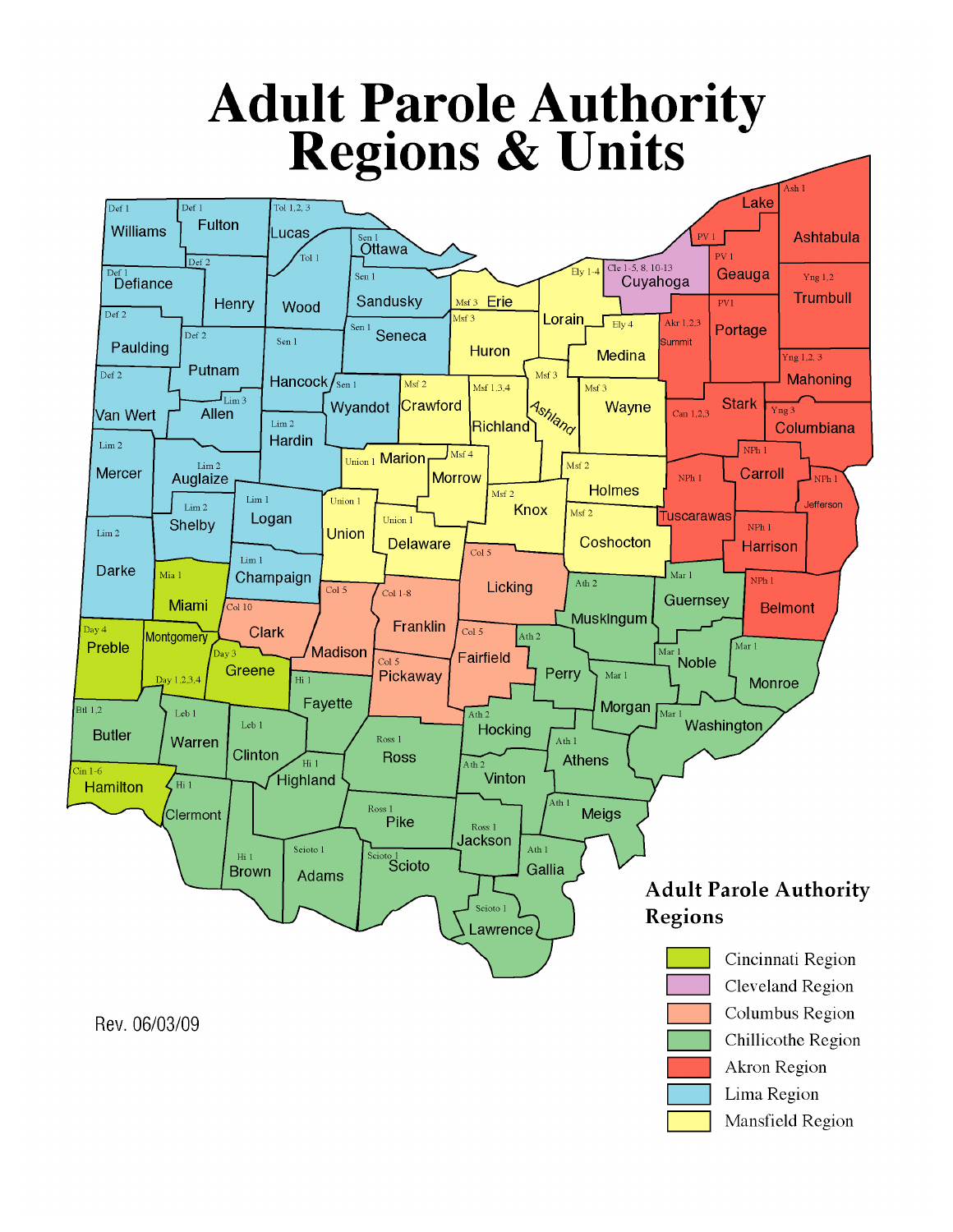# Adult Parole Authority Regions & Units

Def 1 Williams
Def 1 Fulton
Tol 1,2, 3 Lucas
Sen 1 Ottawa
Def 1 Defiance
Def 2 Henry
Tol 1 Wood
Sen 1 Sandusky
Msf 3 Erie
Ely 1-4 Lorain
Cle 1-5, 8, 10-13 Cuyahoga
PV 1 Lake
Ash 1 Ashtabula
PV 1 Geauga
Yng 1,2 Trumbull
Def 2 Paulding
Def 2 Putnam
Sen 1 Hancock
Sen 1 Seneca
Msf 3 Huron
Ely 4 Medina
Akr 1,2,3 Summit
PV1 Portage
Yng 1, 2, 3 Mahoning
Def 2 Van Wert
Lim 3 Allen
Sen 1 Wyandot
Msf 2 Crawford
Msf 1,3,4 Richland
Msf 3 Ashland
Msf 3 Wayne
Can 1,2,3 Stark
Yng 3 Columbiana
Lim 2 Mercer
Lim 2 Auglaize
Lim 2 Hardin
Union 1 Marion
Msf 4 Morrow
Msf 2 Holmes
NPh 1 Carroll
NPh 1 Tuscarawas
NPh 1 Jefferson
Lim 2 Shelby
Lim 1 Logan
Union 1 Union
Union 1 Delaware
Msf 2 Knox
Msf 2 Coshocton
NPh 1 Harrison
Lim 2 Darke
Mia 1 Miami
Lim 1 Champaign
Col 5 Licking
Ath 2 Muskingum
Mar 1 Guernsey
NPh 1 Belmont
Col 10 Clark
Col 5 Madison
Col 1-8 Franklin
Day 4 Preble
Day 1,2,3,4 Montgomery
Day 3 Greene
Col 5 Fairfield
Col 5 Pickaway
Ath 2 Perry
Mar 1 Noble
Mar 1 Monroe
Mar 1 Morgan
Hi 1 Fayette
Btl 1,2 Butler
Leb 1 Warren
Leb 1 Clinton
Ross 1 Ross
Ath 2 Hocking
Ath 1 Athens
Mar 1 Washington
Cin 1-6 Hamilton
Hi 1 Clermont
Hi 1 Highland
Ath 2 Vinton
Ross 1 Pike
Ath 1 Meigs
Ross 1 Jackson
Hi 1 Brown
Scioto 1 Adams
Scioto 1 Scioto
Ath 1 Gallia
Scioto 1 Lawrence

## Adult Parole Authority Regions

- Cincinnati Region
- Cleveland Region
- Columbus Region
- Chillicothe Region
- Akron Region
- Lima Region
- Mansfield Region

Rev. 06/03/09